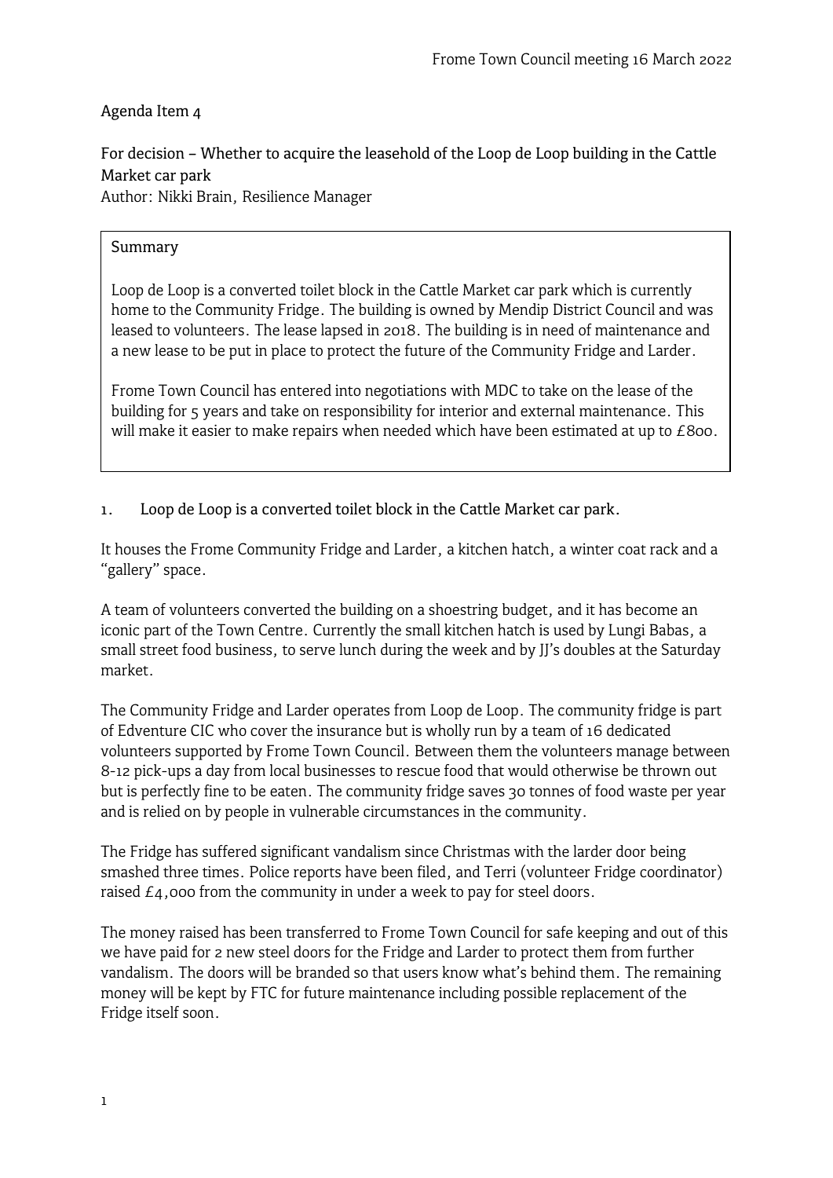Agenda Item 4

For decision – Whether to acquire the leasehold of the Loop de Loop building in the Cattle Market car park
Author: Nikki Brain, Resilience Manager

> Summary
>
> Loop de Loop is a converted toilet block in the Cattle Market car park which is currently home to the Community Fridge. The building is owned by Mendip District Council and was leased to volunteers. The lease lapsed in 2018. The building is in need of maintenance and a new lease to be put in place to protect the future of the Community Fridge and Larder.
>
> Frome Town Council has entered into negotiations with MDC to take on the lease of the building for 5 years and take on responsibility for interior and external maintenance. This will make it easier to make repairs when needed which have been estimated at up to £800.

1. Loop de Loop is a converted toilet block in the Cattle Market car park.

It houses the Frome Community Fridge and Larder, a kitchen hatch, a winter coat rack and a "gallery" space.

A team of volunteers converted the building on a shoestring budget, and it has become an iconic part of the Town Centre. Currently the small kitchen hatch is used by Lungi Babas, a small street food business, to serve lunch during the week and by JJ's doubles at the Saturday market.

The Community Fridge and Larder operates from Loop de Loop. The community fridge is part of Edventure CIC who cover the insurance but is wholly run by a team of 16 dedicated volunteers supported by Frome Town Council. Between them the volunteers manage between 8-12 pick-ups a day from local businesses to rescue food that would otherwise be thrown out but is perfectly fine to be eaten. The community fridge saves 30 tonnes of food waste per year and is relied on by people in vulnerable circumstances in the community.

The Fridge has suffered significant vandalism since Christmas with the larder door being smashed three times. Police reports have been filed, and Terri (volunteer Fridge coordinator) raised £4,000 from the community in under a week to pay for steel doors.

The money raised has been transferred to Frome Town Council for safe keeping and out of this we have paid for 2 new steel doors for the Fridge and Larder to protect them from further vandalism. The doors will be branded so that users know what's behind them. The remaining money will be kept by FTC for future maintenance including possible replacement of the Fridge itself soon.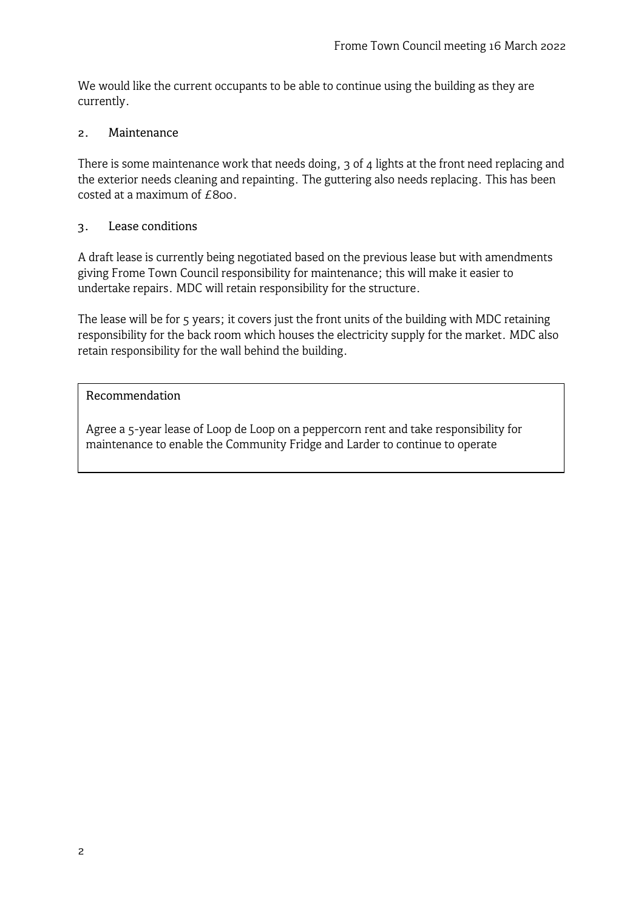We would like the current occupants to be able to continue using the building as they are currently.

## 2. Maintenance

There is some maintenance work that needs doing, 3 of 4 lights at the front need replacing and the exterior needs cleaning and repainting. The guttering also needs replacing. This has been costed at a maximum of £800.

## 3. Lease conditions

A draft lease is currently being negotiated based on the previous lease but with amendments giving Frome Town Council responsibility for maintenance; this will make it easier to undertake repairs. MDC will retain responsibility for the structure.

The lease will be for 5 years; it covers just the front units of the building with MDC retaining responsibility for the back room which houses the electricity supply for the market. MDC also retain responsibility for the wall behind the building.

**Recommendation**

Agree a 5-year lease of Loop de Loop on a peppercorn rent and take responsibility for maintenance to enable the Community Fridge and Larder to continue to operate